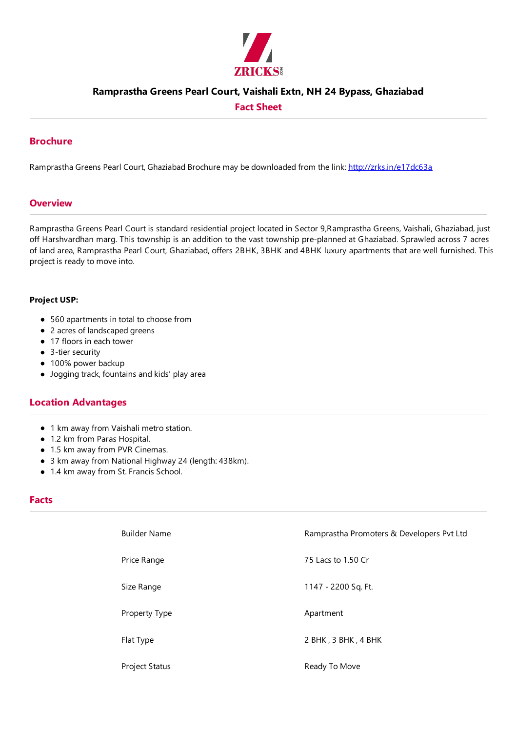# Ramprastha Greens Pearl Court, Vaishali Extn, NH 24 Bypass, Ghaziabad

## Fact Sheet

## Brochure

Ramprastha Greens Pearl Court, Ghaziabad Brochure may be downloaded from the link: http://zrks.in/e17dc63a

## Overview

Ramprastha Greens Pearl Court is standard residential project located in Sector 9,Ramprastha Greens, Vaishali, Ghaziabad, just off Harshvardhan marg. This township is an addition to the vast township pre-planned at Ghaziabad. Sprawled across 7 acres of land area, Ramprastha Pearl Court, Ghaziabad, offers 2BHK, 3BHK and 4BHK luxury apartments that are well furnished. This project is ready to move into.

**Project USP:**

- 560 apartments in total to choose from
- 2 acres of landscaped greens
- 17 floors in each tower
- 3-tier security
- 100% power backup
- Jogging track, fountains and kids' play area

## Location Advantages

- 1 km away from Vaishali metro station.
- 1.2 km from Paras Hospital.
- 1.5 km away from PVR Cinemas.
- 3 km away from National Highway 24 (length: 438km).
- 1.4 km away from St. Francis School.

## Facts

| | |
|---|---|
| Builder Name | Ramprastha Promoters & Developers Pvt Ltd |
| Price Range | 75 Lacs to 1.50 Cr |
| Size Range | 1147 - 2200 Sq. Ft. |
| Property Type | Apartment |
| Flat Type | 2 BHK , 3 BHK , 4 BHK |
| Project Status | Ready To Move |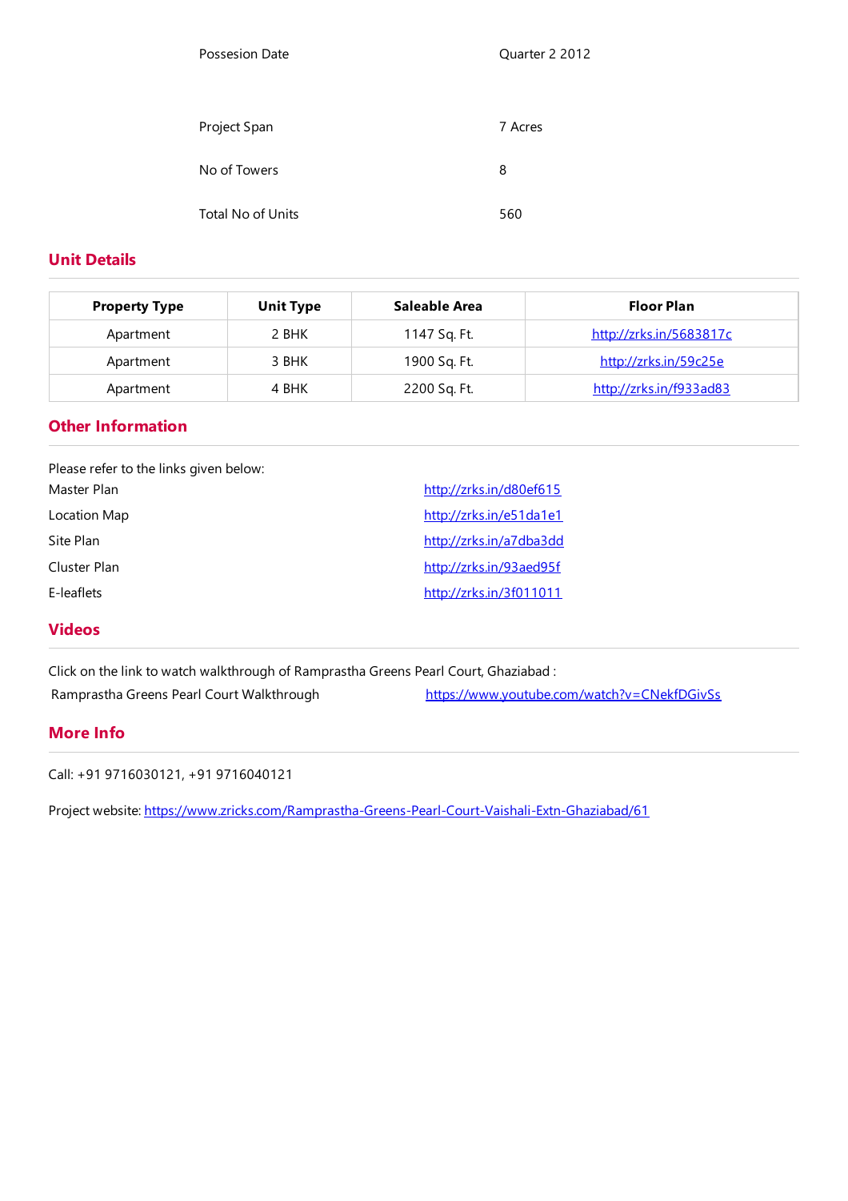| | |
|---|---|
| Possesion Date | Quarter 2 2012 |
| Project Span | 7 Acres |
| No of Towers | 8 |
| Total No of Units | 560 |

## Unit Details

| Property Type | Unit Type | Saleable Area | Floor Plan |
|---|---|---|---|
| Apartment | 2 BHK | 1147 Sq. Ft. | http://zrks.in/5683817c |
| Apartment | 3 BHK | 1900 Sq. Ft. | http://zrks.in/59c25e |
| Apartment | 4 BHK | 2200 Sq. Ft. | http://zrks.in/f933ad83 |

## Other Information

Please refer to the links given below:

| | |
|---|---|
| Master Plan | http://zrks.in/d80ef615 |
| Location Map | http://zrks.in/e51da1e1 |
| Site Plan | http://zrks.in/a7dba3dd |
| Cluster Plan | http://zrks.in/93aed95f |
| E-leaflets | http://zrks.in/3f011011 |

## Videos

Click on the link to watch walkthrough of Ramprastha Greens Pearl Court, Ghaziabad :

Ramprastha Greens Pearl Court Walkthrough https://www.youtube.com/watch?v=CNekfDGivSs

## More Info

Call: +91 9716030121, +91 9716040121

Project website: https://www.zricks.com/Ramprastha-Greens-Pearl-Court-Vaishali-Extn-Ghaziabad/61